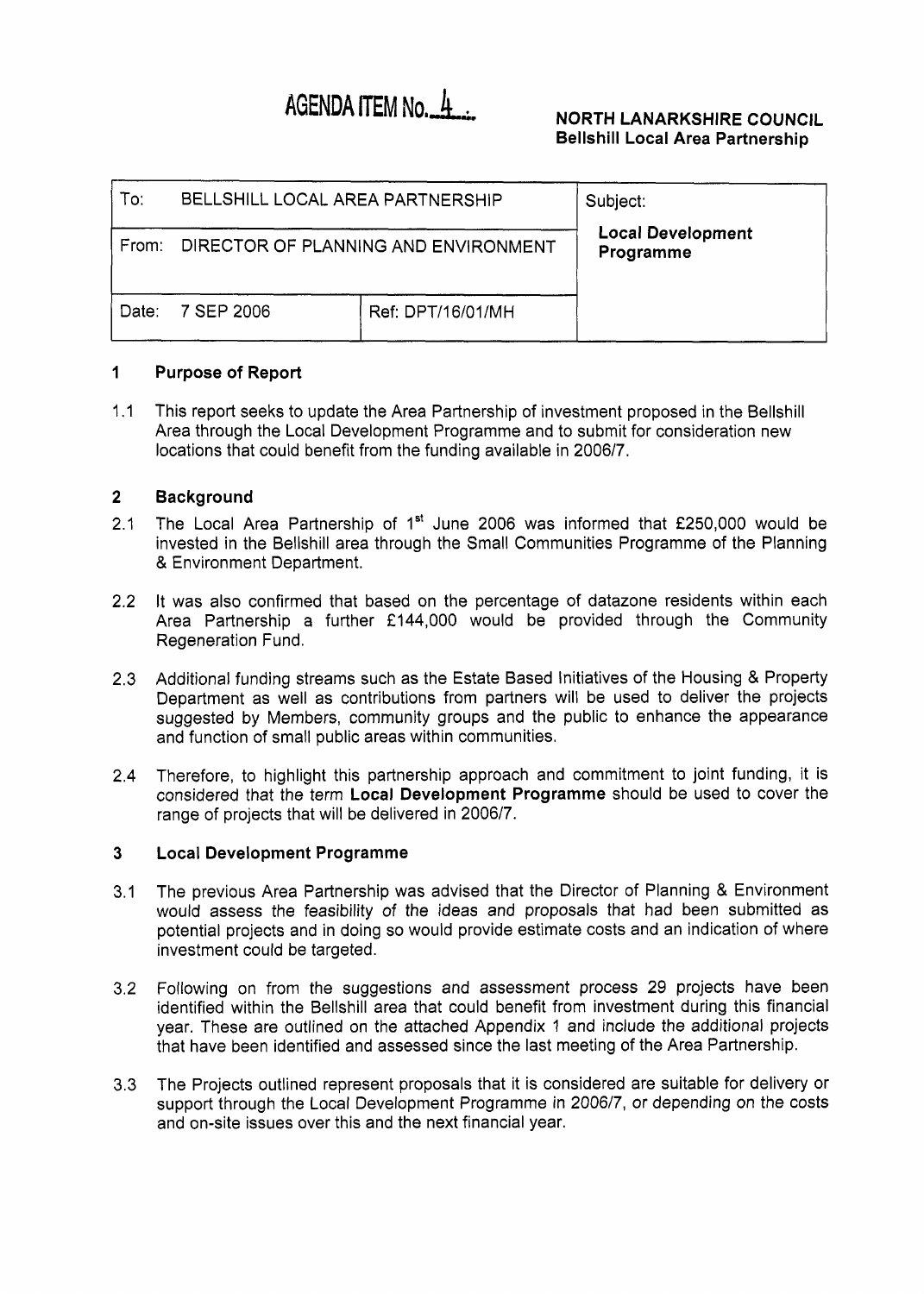**AGENDA ITEM No. 4**

**NORTH LANARKSHIRE COUNCIL**
**Bellshill Local Area Partnership**

| To: BELLSHILL LOCAL AREA PARTNERSHIP | | Subject: |
|---|---|---|
| From: DIRECTOR OF PLANNING AND ENVIRONMENT | | **Local Development Programme** |
| Date: 7 SEP 2006 | Ref: DPT/16/01/MH | |

## 1 Purpose of Report

1.1 This report seeks to update the Area Partnership of investment proposed in the Bellshill Area through the Local Development Programme and to submit for consideration new locations that could benefit from the funding available in 2006/7.

## 2 Background

2.1 The Local Area Partnership of 1st June 2006 was informed that £250,000 would be invested in the Bellshill area through the Small Communities Programme of the Planning & Environment Department.

2.2 It was also confirmed that based on the percentage of datazone residents within each Area Partnership a further £144,000 would be provided through the Community Regeneration Fund.

2.3 Additional funding streams such as the Estate Based Initiatives of the Housing & Property Department as well as contributions from partners will be used to deliver the projects suggested by Members, community groups and the public to enhance the appearance and function of small public areas within communities.

2.4 Therefore, to highlight this partnership approach and commitment to joint funding, it is considered that the term **Local Development Programme** should be used to cover the range of projects that will be delivered in 2006/7.

## 3 Local Development Programme

3.1 The previous Area Partnership was advised that the Director of Planning & Environment would assess the feasibility of the ideas and proposals that had been submitted as potential projects and in doing so would provide estimate costs and an indication of where investment could be targeted.

3.2 Following on from the suggestions and assessment process 29 projects have been identified within the Bellshill area that could benefit from investment during this financial year. These are outlined on the attached Appendix 1 and include the additional projects that have been identified and assessed since the last meeting of the Area Partnership.

3.3 The Projects outlined represent proposals that it is considered are suitable for delivery or support through the Local Development Programme in 2006/7, or depending on the costs and on-site issues over this and the next financial year.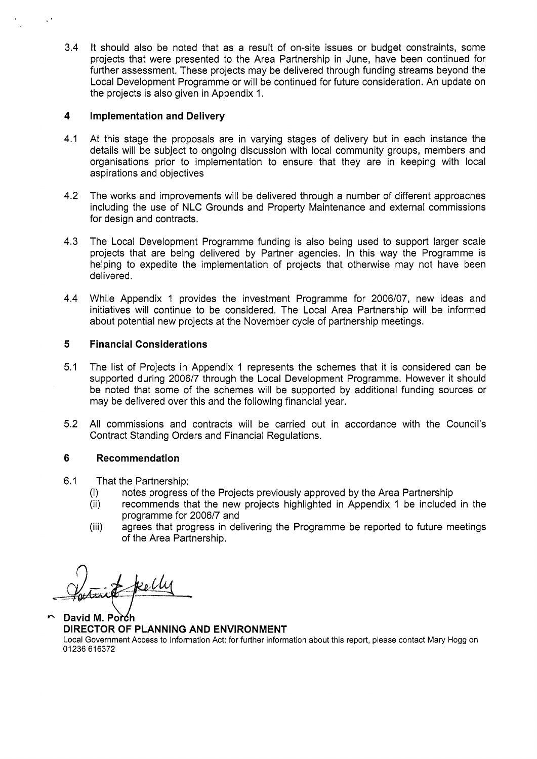3.4 It should also be noted that as a result of on-site issues or budget constraints, some projects that were presented to the Area Partnership in June, have been continued for further assessment. These projects may be delivered through funding streams beyond the Local Development Programme or will be continued for future consideration. An update on the projects is also given in Appendix 1.

## 4 Implementation and Delivery

4.1 At this stage the proposals are in varying stages of delivery but in each instance the details will be subject to ongoing discussion with local community groups, members and organisations prior to implementation to ensure that they are in keeping with local aspirations and objectives

4.2 The works and improvements will be delivered through a number of different approaches including the use of NLC Grounds and Property Maintenance and external commissions for design and contracts.

4.3 The Local Development Programme funding is also being used to support larger scale projects that are being delivered by Partner agencies. In this way the Programme is helping to expedite the implementation of projects that otherwise may not have been delivered.

4.4 While Appendix 1 provides the investment Programme for 2006/07, new ideas and initiatives will continue to be considered. The Local Area Partnership will be informed about potential new projects at the November cycle of partnership meetings.

## 5 Financial Considerations

5.1 The list of Projects in Appendix 1 represents the schemes that it is considered can be supported during 2006/7 through the Local Development Programme. However it should be noted that some of the schemes will be supported by additional funding sources or may be delivered over this and the following financial year.

5.2 All commissions and contracts will be carried out in accordance with the Council's Contract Standing Orders and Financial Regulations.

## 6 Recommendation

6.1 That the Partnership:

- (i) notes progress of the Projects previously approved by the Area Partnership
- (ii) recommends that the new projects highlighted in Appendix 1 be included in the programme for 2006/7 and
- (iii) agrees that progress in delivering the Programme be reported to future meetings of the Area Partnership.

**David M. Porch**
**DIRECTOR OF PLANNING AND ENVIRONMENT**

Local Government Access to Information Act: for further information about this report, please contact Mary Hogg on 01236 616372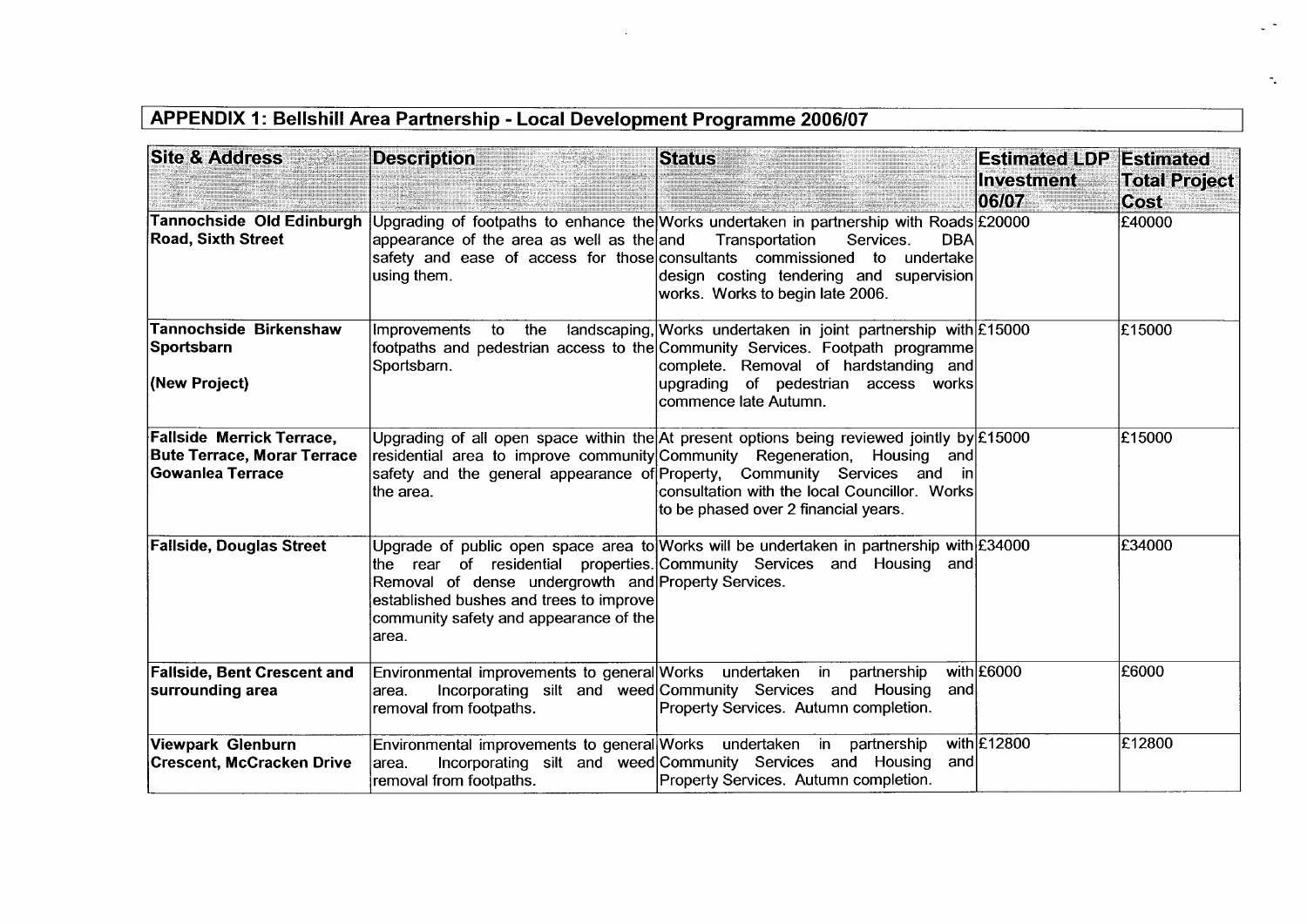## APPENDIX 1: Bellshill Area Partnership - Local Development Programme 2006/07

| Site & Address | Description | Status | Estimated LDP Investment 06/07 | Estimated Total Project Cost |
|---|---|---|---|---|
| **Tannochside Old Edinburgh Road, Sixth Street** | Upgrading of footpaths to enhance the appearance of the area as well as the safety and ease of access for those using them. | Works undertaken in partnership with Roads and Transportation Services. DBA consultants commissioned to undertake design costing tendering and supervision works. Works to begin late 2006. | £20000 | £40000 |
| **Tannochside Birkenshaw Sportsbarn** <br><br> **(New Project)** | Improvements to the landscaping, footpaths and pedestrian access to the Sportsbarn. | Works undertaken in joint partnership with Community Services. Footpath programme complete. Removal of hardstanding and upgrading of pedestrian access works commence late Autumn. | £15000 | £15000 |
| **Fallside Merrick Terrace, Bute Terrace, Morar Terrace Gowanlea Terrace** | Upgrading of all open space within the residential area to improve community safety and the general appearance of the area. | At present options being reviewed jointly by Community Regeneration, Housing and Property, Community Services and in consultation with the local Councillor. Works to be phased over 2 financial years. | £15000 | £15000 |
| **Fallside, Douglas Street** | Upgrade of public open space area to the rear of residential properties. Removal of dense undergrowth and established bushes and trees to improve community safety and appearance of the area. | Works will be undertaken in partnership with Community Services and Housing and Property Services. | £34000 | £34000 |
| **Fallside, Bent Crescent and surrounding area** | Environmental improvements to general area. Incorporating silt and weed removal from footpaths. | Works undertaken in partnership with Community Services and Housing and Property Services. Autumn completion. | £6000 | £6000 |
| **Viewpark Glenburn Crescent, McCracken Drive** | Environmental improvements to general area. Incorporating silt and weed removal from footpaths. | Works undertaken in partnership with Community Services and Housing and Property Services. Autumn completion. | £12800 | £12800 |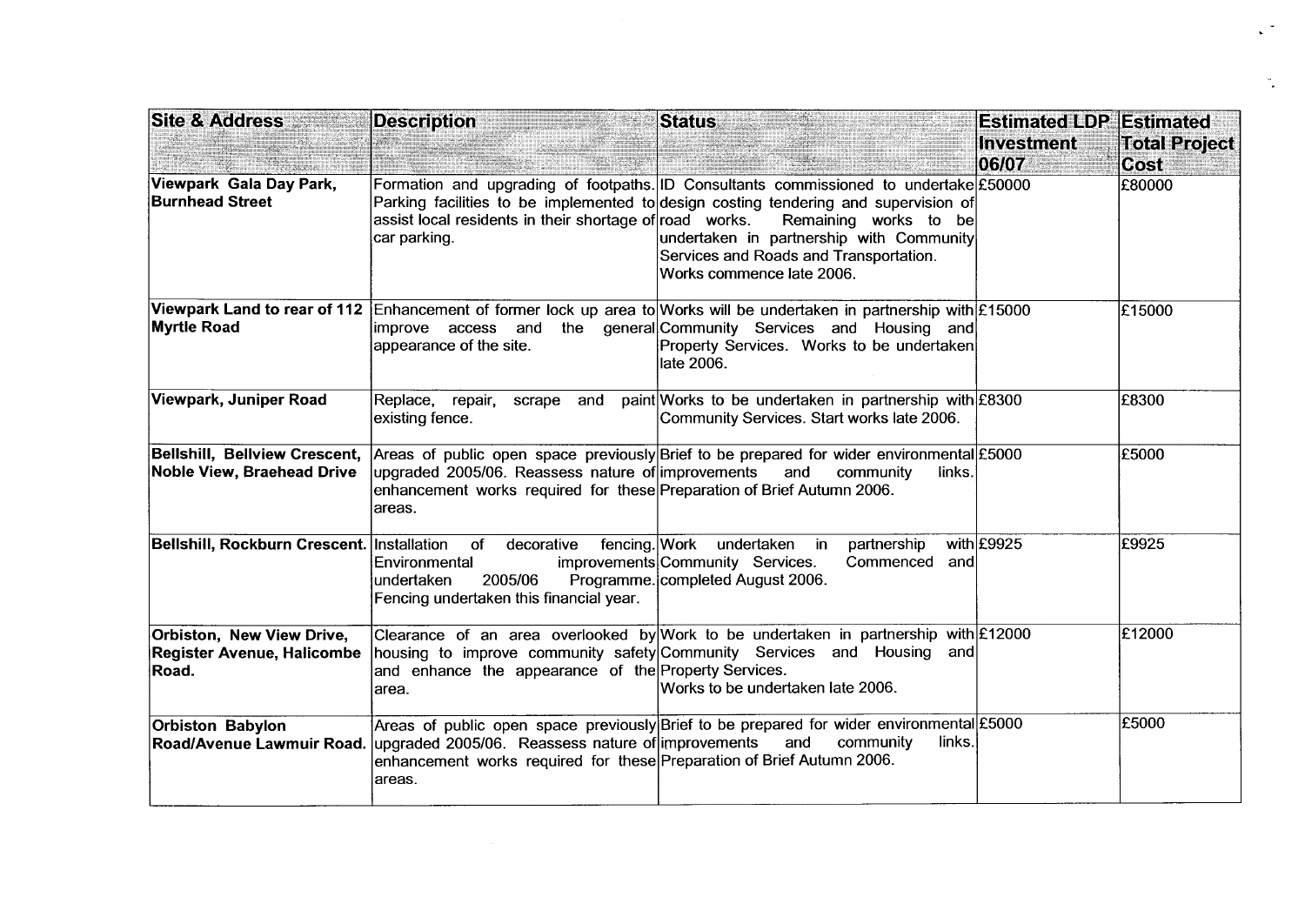| Site & Address | Description | Status | Estimated LDP Investment 06/07 | Estimated Total Project Cost |
|---|---|---|---|---|
| **Viewpark Gala Day Park, Burnhead Street** | Formation and upgrading of footpaths. Parking facilities to be implemented to assist local residents in their shortage of car parking. | ID Consultants commissioned to undertake design costing tendering and supervision of road works. Remaining works to be undertaken in partnership with Community Services and Roads and Transportation. Works commence late 2006. | £50000 | £80000 |
| **Viewpark Land to rear of 112 Myrtle Road** | Enhancement of former lock up area to improve access and the general appearance of the site. | Works will be undertaken in partnership with Community Services and Housing and Property Services. Works to be undertaken late 2006. | £15000 | £15000 |
| **Viewpark, Juniper Road** | Replace, repair, scrape and paint existing fence. | Works to be undertaken in partnership with Community Services. Start works late 2006. | £8300 | £8300 |
| **Bellshill, Bellview Crescent, Noble View, Braehead Drive** | Areas of public open space previously upgraded 2005/06. Reassess nature of enhancement works required for these areas. | Brief to be prepared for wider environmental improvements and community links. Preparation of Brief Autumn 2006. | £5000 | £5000 |
| **Bellshill, Rockburn Crescent.** | Installation of decorative fencing. Environmental improvements undertaken 2005/06 Programme. Fencing undertaken this financial year. | Work undertaken in partnership with Community Services. Commenced and completed August 2006. | £9925 | £9925 |
| **Orbiston, New View Drive, Register Avenue, Halicombe Road.** | Clearance of an area overlooked by housing to improve community safety and enhance the appearance of the area. | Work to be undertaken in partnership with Community Services and Housing and Property Services. Works to be undertaken late 2006. | £12000 | £12000 |
| **Orbiston Babylon Road/Avenue Lawmuir Road.** | Areas of public open space previously upgraded 2005/06. Reassess nature of enhancement works required for these areas. | Brief to be prepared for wider environmental improvements and community links. Preparation of Brief Autumn 2006. | £5000 | £5000 |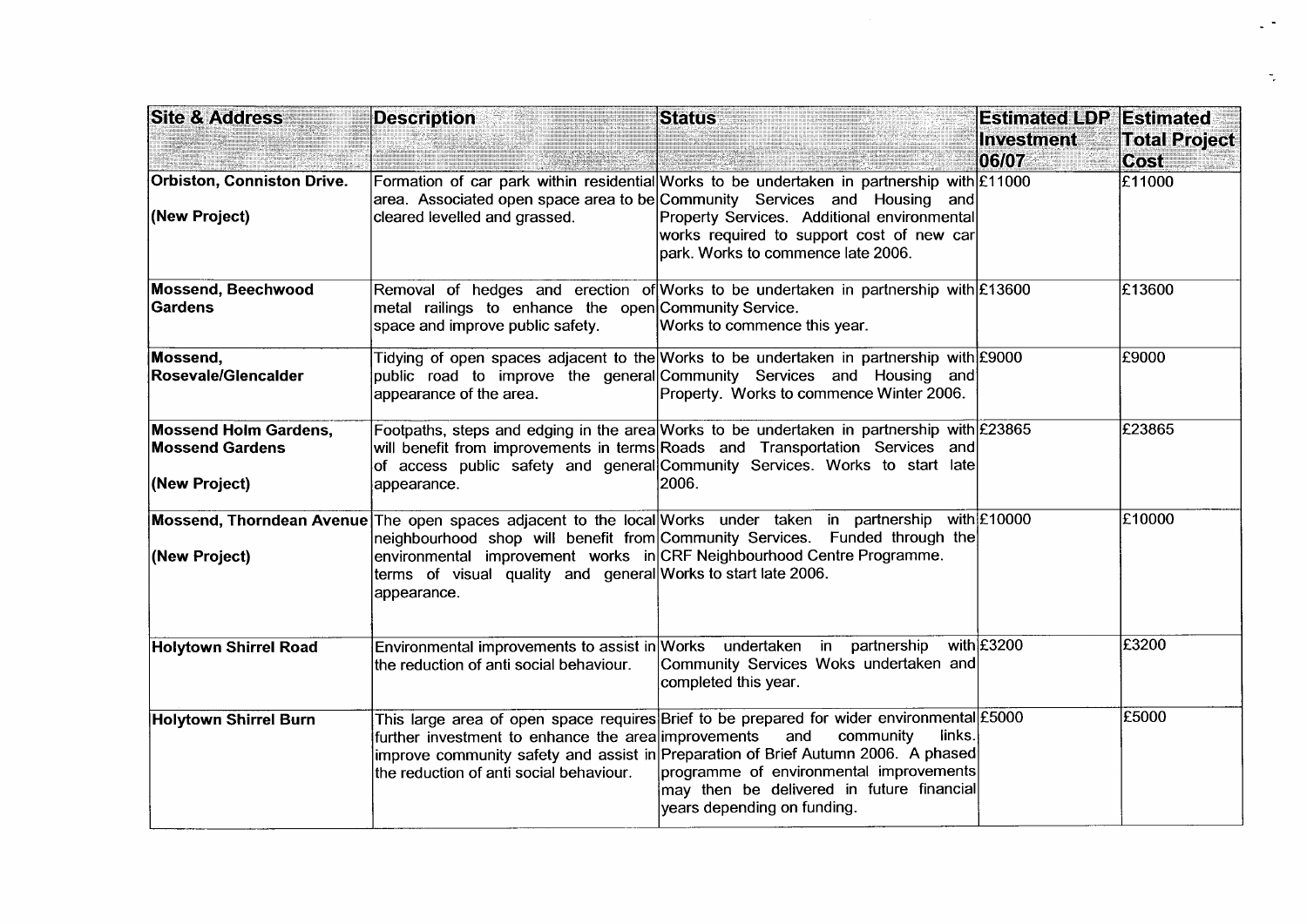| Site & Address | Description | Status | Estimated LDP Investment 06/07 | Estimated Total Project Cost |
|---|---|---|---|---|
| **Orbiston, Conniston Drive.** <br><br> **(New Project)** | Formation of car park within residential area. Associated open space area to be cleared levelled and grassed. | Works to be undertaken in partnership with Community Services and Housing and Property Services. Additional environmental works required to support cost of new car park. Works to commence late 2006. | £11000 | £11000 |
| **Mossend, Beechwood Gardens** | Removal of hedges and erection of metal railings to enhance the open space and improve public safety. | Works to be undertaken in partnership with Community Service. Works to commence this year. | £13600 | £13600 |
| **Mossend, Rosevale/Glencalder** | Tidying of open spaces adjacent to the public road to improve the general appearance of the area. | Works to be undertaken in partnership with Community Services and Housing and Property. Works to commence Winter 2006. | £9000 | £9000 |
| **Mossend Holm Gardens, Mossend Gardens** <br><br> **(New Project)** | Footpaths, steps and edging in the area will benefit from improvements in terms of access public safety and general appearance. | Works to be undertaken in partnership with Roads and Transportation Services and Community Services. Works to start late 2006. | £23865 | £23865 |
| **Mossend, Thorndean Avenue** <br><br> **(New Project)** | The open spaces adjacent to the local neighbourhood shop will benefit from environmental improvement works in terms of visual quality and general appearance. | Works under taken in partnership with Community Services. Funded through the CRF Neighbourhood Centre Programme. Works to start late 2006. | £10000 | £10000 |
| **Holytown Shirrel Road** | Environmental improvements to assist in the reduction of anti social behaviour. | Works undertaken in partnership with Community Services Woks undertaken and completed this year. | £3200 | £3200 |
| **Holytown Shirrel Burn** | This large area of open space requires further investment to enhance the area improve community safety and assist in the reduction of anti social behaviour. | Brief to be prepared for wider environmental improvements and community links. Preparation of Brief Autumn 2006. A phased programme of environmental improvements may then be delivered in future financial years depending on funding. | £5000 | £5000 |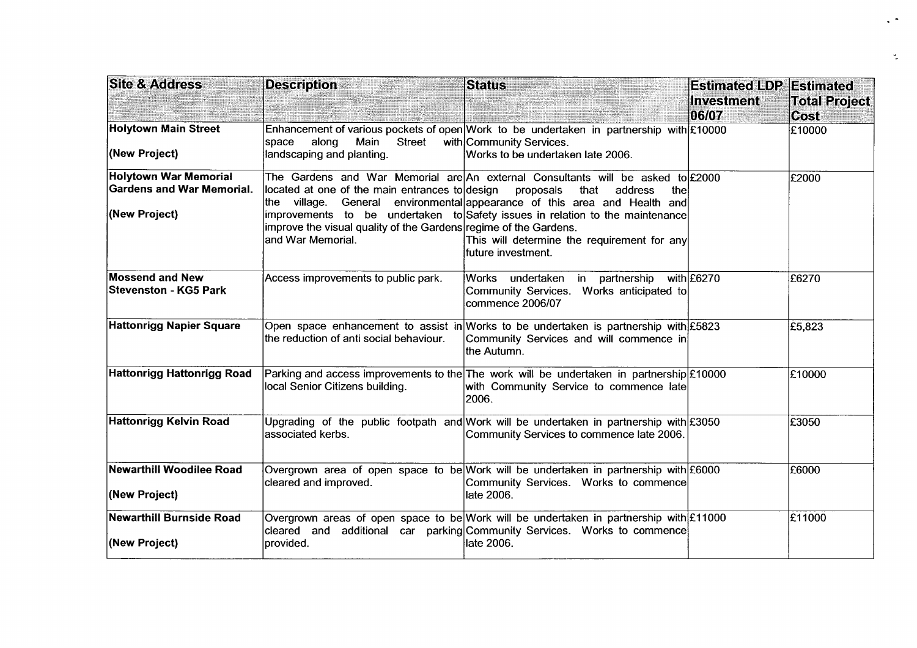| Site & Address | Description | Status | Estimated LDP Investment 06/07 | Estimated Total Project Cost |
|---|---|---|---|---|
| **Holytown Main Street**<br><br>**(New Project)** | Enhancement of various pockets of open space along Main Street with landscaping and planting. | Work to be undertaken in partnership with Community Services.<br>Works to be undertaken late 2006. | £10000 | £10000 |
| **Holytown War Memorial Gardens and War Memorial.**<br><br>**(New Project)** | The Gardens and War Memorial are located at one of the main entrances to the village. General environmental improvements to be undertaken to improve the visual quality of the Gardens and War Memorial. | An external Consultants will be asked to design proposals that address the appearance of this area and Health and Safety issues in relation to the maintenance regime of the Gardens.<br>This will determine the requirement for any future investment. | £2000 | £2000 |
| **Mossend and New Stevenston - KG5 Park** | Access improvements to public park. | Works undertaken in partnership with Community Services. Works anticipated to commence 2006/07 | £6270 | £6270 |
| **Hattonrigg Napier Square** | Open space enhancement to assist in the reduction of anti social behaviour. | Works to be undertaken is partnership with Community Services and will commence in the Autumn. | £5823 | £5,823 |
| **Hattonrigg Hattonrigg Road** | Parking and access improvements to the local Senior Citizens building. | The work will be undertaken in partnership with Community Service to commence late 2006. | £10000 | £10000 |
| **Hattonrigg Kelvin Road** | Upgrading of the public footpath and associated kerbs. | Work will be undertaken in partnership with Community Services to commence late 2006. | £3050 | £3050 |
| **Newarthill Woodilee Road**<br><br>**(New Project)** | Overgrown area of open space to be cleared and improved. | Work will be undertaken in partnership with Community Services. Works to commence late 2006. | £6000 | £6000 |
| **Newarthill Burnside Road**<br><br>**(New Project)** | Overgrown areas of open space to be cleared and additional car parking provided. | Work will be undertaken in partnership with Community Services. Works to commence late 2006. | £11000 | £11000 |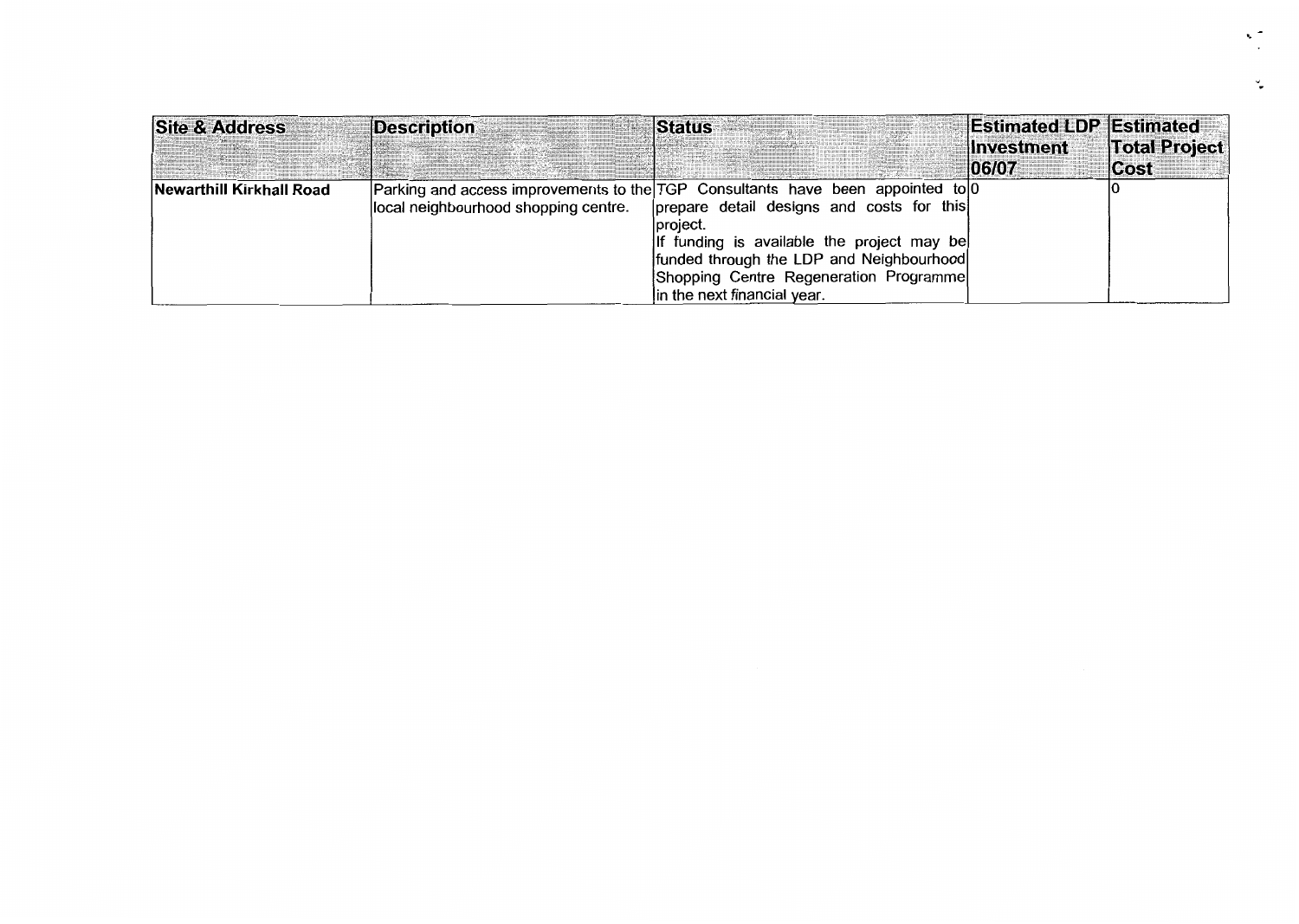| Site & Address | Description | Status | Estimated LDP Investment 06/07 | Estimated Total Project Cost |
|---|---|---|---|---|
| Newarthill Kirkhall Road | Parking and access improvements to the local neighbourhood shopping centre. | TGP Consultants have been appointed to prepare detail designs and costs for this project.<br>If funding is available the project may be funded through the LDP and Neighbourhood Shopping Centre Regeneration Programme in the next financial year. | 0 | 0 |